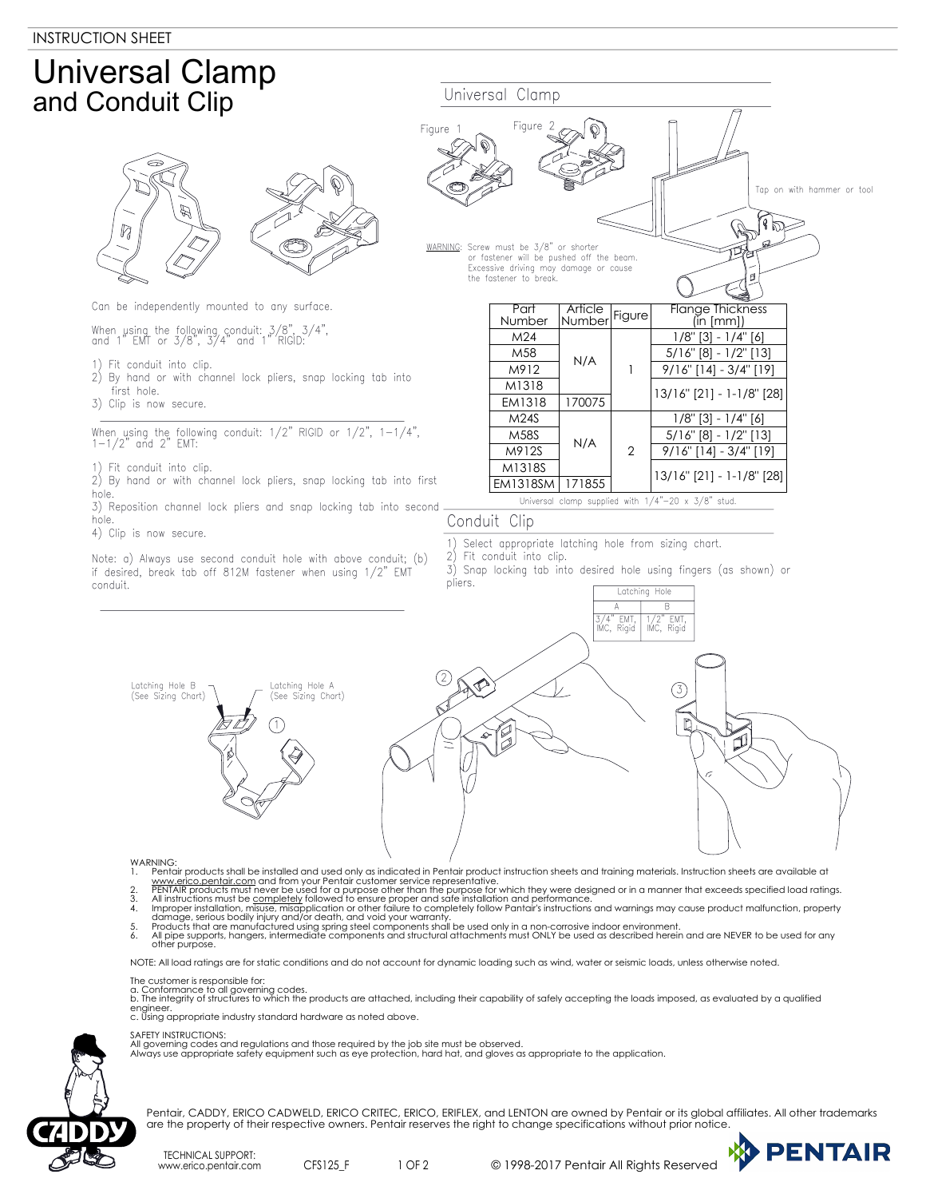INSTRUCTION SHEET

# Universal Clamp
## and Conduit Clip

Can be independently mounted to any surface.

When using the following conduit: 3/8", 3/4", and 1" EMT or 3/8", 3/4" and 1" RIGID:

1) Fit conduit into clip.
2) By hand or with channel lock pliers, snap locking tab into first hole.
3) Clip is now secure.

When using the following conduit: 1/2" RIGID or 1/2", 1-1/4", 1-1/2" and 2" EMT:

1) Fit conduit into clip.
2) By hand or with channel lock pliers, snap locking tab into first hole.
3) Reposition channel lock pliers and snap locking tab into second hole.
4) Clip is now secure.

Note: a) Always use second conduit hole with above conduit; (b) if desired, break tab off 812M fastener when using 1/2" EMT conduit.

### Universal Clamp

Figure 1

Figure 2

Tap on with hammer or tool

WARNING: Screw must be 3/8" or shorter or fastener will be pushed off the beam. Excessive driving may damage or cause the fastener to break.

| Part Number | Article Number | Figure | Flange Thickness (in [mm]) |
|---|---|---|---|
| M24 | N/A | 1 | 1/8" [3] - 1/4" [6] |
| M58 | | | 5/16" [8] - 1/2" [13] |
| M912 | | | 9/16" [14] - 3/4" [19] |
| M1318 | | | 13/16" [21] - 1-1/8" [28] |
| EM1318 | 170075 | | |
| M24S | N/A | 2 | 1/8" [3] - 1/4" [6] |
| M58S | | | 5/16" [8] - 1/2" [13] |
| M912S | | | 9/16" [14] - 3/4" [19] |
| M1318S | | | 13/16" [21] - 1-1/8" [28] |
| EM1318SM | 171855 | | |

Universal clamp supplied with 1/4"-20 x 3/8" stud.

### Conduit Clip

1) Select appropriate latching hole from sizing chart.
2) Fit conduit into clip.
3) Snap locking tab into desired hole using fingers (as shown) or pliers.

| Latching Hole | |
|---|---|
| A | B |
| 3/4" EMT, IMC, Rigid | 1/2" EMT, IMC, Rigid |

Latching Hole B (See Sizing Chart)

Latching Hole A (See Sizing Chart)

1 2 3

WARNING:
1. Pentair products shall be installed and used only as indicated in Pentair product instruction sheets and training materials. Instruction sheets are available at www.erico.pentair.com and from your Pentair customer service representative.
2. PENTAIR products must never be used for a purpose other than the purpose for which they were designed or in a manner that exceeds specified load ratings.
3. All instructions must be completely followed to ensure proper and safe installation and performance.
4. Improper installation, misuse, misapplication or other failure to completely follow Pantair's instructions and warnings may cause product malfunction, property damage, serious bodily injury and/or death, and void your warranty.
5. Products that are manufactured using spring steel components shall be used only in a non-corrosive indoor environment.
6. All pipe supports, hangers, intermediate components and structural attachments must ONLY be used as described herein and are NEVER to be used for any other purpose.

NOTE: All load ratings are for static conditions and do not account for dynamic loading such as wind, water or seismic loads, unless otherwise noted.

The customer is responsible for:
a. Conformance to all governing codes.
b. The integrity of structures to which the products are attached, including their capability of safely accepting the loads imposed, as evaluated by a qualified engineer.
c. Using appropriate industry standard hardware as noted above.

SAFETY INSTRUCTIONS:
All governing codes and regulations and those required by the job site must be observed.
Always use appropriate safety equipment such as eye protection, hard hat, and gloves as appropriate to the application.

Pentair, CADDY, ERICO CADWELD, ERICO CRITEC, ERICO, ERIFLEX, and LENTON are owned by Pentair or its global affiliates. All other trademarks are the property of their respective owners. Pentair reserves the right to change specifications without prior notice.

TECHNICAL SUPPORT:
www.erico.pentair.com

CFS125_F

© 1998-2017 Pentair All Rights Reserved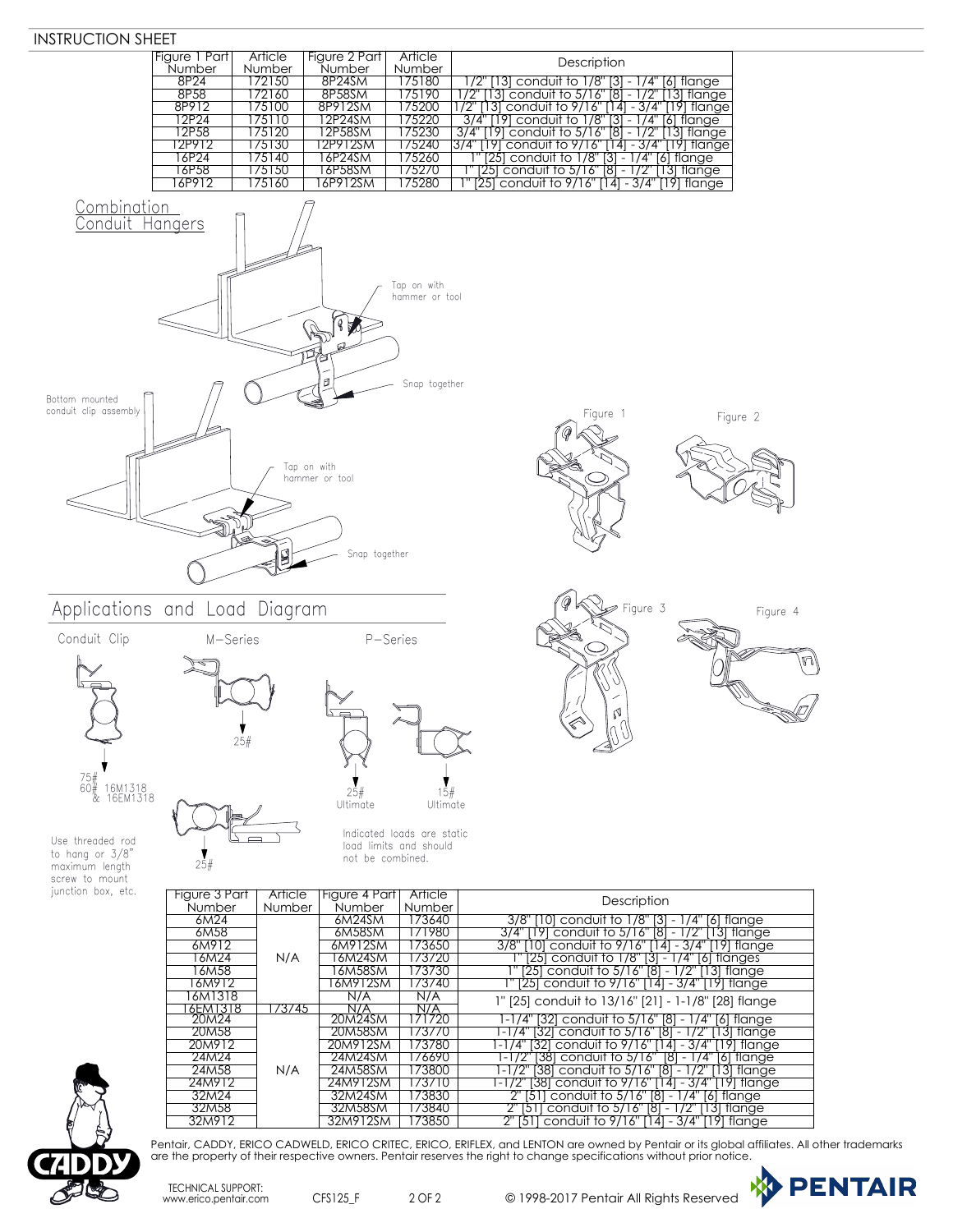| Figure 1 Part Number | Article Number | Figure 2 Part Number | Article Number | Description |
|---|---|---|---|---|
| 8P24 | 172150 | 8P24SM | 175180 | 1/2" [13] conduit to 1/8" [3] - 1/4" [6] flange |
| 8P58 | 172160 | 8P58SM | 175190 | 1/2" [13] conduit to 5/16" [8] - 1/2" [13] flange |
| 8P912 | 175100 | 8P912SM | 175200 | 1/2" [13] conduit to 9/16" [14] - 3/4" [19] flange |
| 12P24 | 175110 | 12P24SM | 175220 | 3/4" [19] conduit to 1/8" [3] - 1/4" [6] flange |
| 12P58 | 175120 | 12P58SM | 175230 | 3/4" [19] conduit to 5/16" [8] - 1/2" [13] flange |
| 12P912 | 175130 | 12P912SM | 175240 | 3/4" [19] conduit to 9/16" [14] - 3/4" [19] flange |
| 16P24 | 175140 | 16P24SM | 175260 | 1" [25] conduit to 1/8" [3] - 1/4" [6] flange |
| 16P58 | 175150 | 16P58SM | 175270 | 1" [25] conduit to 5/16" [8] - 1/2" [13] flange |
| 16P912 | 175160 | 16P912SM | 175280 | 1" [25] conduit to 9/16" [14] - 3/4" [19] flange |

## Combination Conduit Hangers

Tap on with hammer or tool

Snap together

Bottom mounted conduit clip assembly

Tap on with hammer or tool

Snap together

Figure 1

Figure 2

Figure 3

Figure 4

## Applications and Load Diagram

Conduit Clip

M–Series

P–Series

25#

75#
60# 16M1318 & 16EM1318

25# Ultimate

15# Ultimate

25#

Use threaded rod to hang or 3/8" maximum length screw to mount junction box, etc.

Indicated loads are static load limits and should not be combined.

| Figure 3 Part Number | Article Number | Figure 4 Part Number | Article Number | Description |
|---|---|---|---|---|
| 6M24 | N/A | 6M24SM | 173640 | 3/8" [10] conduit to 1/8" [3] - 1/4" [6] flange |
| 6M58 | | 6M58SM | 171980 | 3/4" [19] conduit to 5/16" [8] - 1/2" [13] flange |
| 6M912 | | 6M912SM | 173650 | 3/8" [10] conduit to 9/16" [14] - 3/4" [19] flange |
| 16M24 | | 16M24SM | 173720 | 1" [25] conduit to 1/8" [3] - 1/4" [6] flanges |
| 16M58 | | 16M58SM | 173730 | 1" [25] conduit to 5/16" [8] - 1/2" [13] flange |
| 16M912 | | 16M912SM | 173740 | 1" [25] conduit to 9/16" [14] - 3/4" [19] flange |
| 16M1318 | | N/A | N/A | 1" [25] conduit to 13/16" [21] - 1-1/8" [28] flange |
| 16EM1318 | 173745 | N/A | N/A | |
| 20M24 | N/A | 20M24SM | 171720 | 1-1/4" [32] conduit to 5/16" [8] - 1/4" [6] flange |
| 20M58 | | 20M58SM | 173770 | 1-1/4" [32] conduit to 5/16" [8] - 1/2" [13] flange |
| 20M912 | | 20M912SM | 173780 | 1-1/4" [32] conduit to 9/16" [14] - 3/4" [19] flange |
| 24M24 | | 24M24SM | 176690 | 1-1/2" [38] conduit to 5/16" [8] - 1/4" [6] flange |
| 24M58 | | 24M58SM | 173800 | 1-1/2" [38] conduit to 5/16" [8] - 1/2" [13] flange |
| 24M912 | | 24M912SM | 173710 | 1-1/2" [38] conduit to 9/16" [14] - 3/4" [19] flange |
| 32M24 | | 32M24SM | 173830 | 2" [51] conduit to 5/16" [8] - 1/4" [6] flange |
| 32M58 | | 32M58SM | 173840 | 2" [51] conduit to 5/16" [8] - 1/2" [13] flange |
| 32M912 | | 32M912SM | 173850 | 2" [51] conduit to 9/16" [14] - 3/4" [19] flange |

Pentair, CADDY, ERICO CADWELD, ERICO CRITEC, ERICO, ERIFLEX, and LENTON are owned by Pentair or its global affiliates. All other trademarks are the property of their respective owners. Pentair reserves the right to change specifications without prior notice.

TECHNICAL SUPPORT:
www.erico.pentair.com

CFS125_F

© 1998-2017 Pentair All Rights Reserved